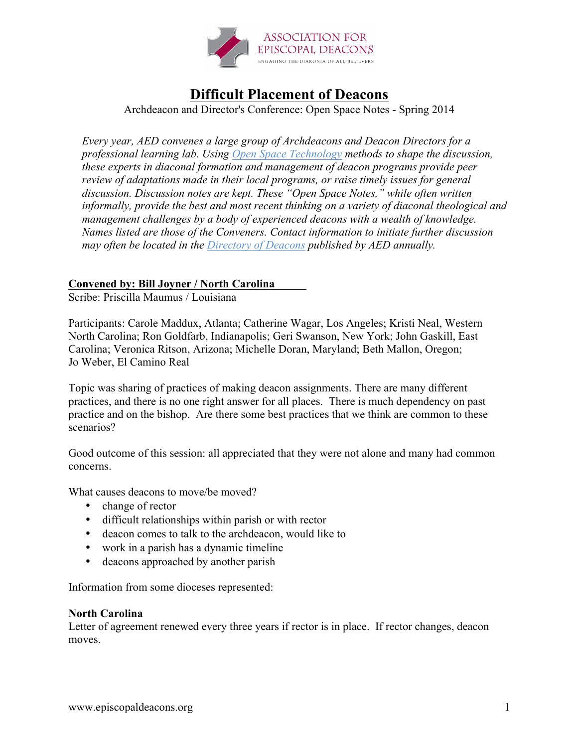# Difficult Placement of Deacons

Archdeacon and Director's Conference: Open Space Notes - Spring 2014

*Every year, AED convenes a large group of Archdeacons and Deacon Directors for a professional learning lab. Using Open Space Technology methods to shape the discussion, these experts in diaconal formation and management of deacon programs provide peer review of adaptations made in their local programs, or raise timely issues for general discussion. Discussion notes are kept. These "Open Space Notes," while often written informally, provide the best and most recent thinking on a variety of diaconal theological and management challenges by a body of experienced deacons with a wealth of knowledge. Names listed are those of the Conveners. Contact information to initiate further discussion may often be located in the Directory of Deacons published by AED annually.*

**Convened by: Bill Joyner / North Carolina**

Scribe: Priscilla Maumus / Louisiana

Participants: Carole Maddux, Atlanta; Catherine Wagar, Los Angeles; Kristi Neal, Western North Carolina; Ron Goldfarb, Indianapolis; Geri Swanson, New York; John Gaskill, East Carolina; Veronica Ritson, Arizona; Michelle Doran, Maryland; Beth Mallon, Oregon; Jo Weber, El Camino Real

Topic was sharing of practices of making deacon assignments. There are many different practices, and there is no one right answer for all places. There is much dependency on past practice and on the bishop. Are there some best practices that we think are common to these scenarios?

Good outcome of this session: all appreciated that they were not alone and many had common concerns.

What causes deacons to move/be moved?

- change of rector
- difficult relationships within parish or with rector
- deacon comes to talk to the archdeacon, would like to
- work in a parish has a dynamic timeline
- deacons approached by another parish

Information from some dioceses represented:

**North Carolina**

Letter of agreement renewed every three years if rector is in place. If rector changes, deacon moves.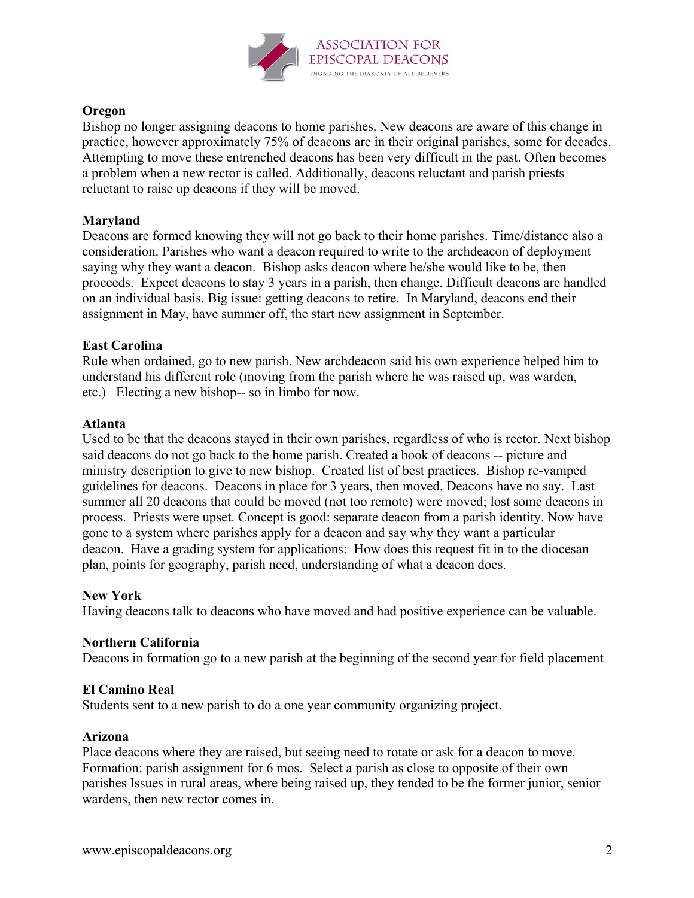**Oregon**

Bishop no longer assigning deacons to home parishes. New deacons are aware of this change in practice, however approximately 75% of deacons are in their original parishes, some for decades. Attempting to move these entrenched deacons has been very difficult in the past. Often becomes a problem when a new rector is called. Additionally, deacons reluctant and parish priests reluctant to raise up deacons if they will be moved.

**Maryland**

Deacons are formed knowing they will not go back to their home parishes. Time/distance also a consideration. Parishes who want a deacon required to write to the archdeacon of deployment saying why they want a deacon. Bishop asks deacon where he/she would like to be, then proceeds. Expect deacons to stay 3 years in a parish, then change. Difficult deacons are handled on an individual basis. Big issue: getting deacons to retire. In Maryland, deacons end their assignment in May, have summer off, the start new assignment in September.

**East Carolina**

Rule when ordained, go to new parish. New archdeacon said his own experience helped him to understand his different role (moving from the parish where he was raised up, was warden, etc.) Electing a new bishop-- so in limbo for now.

**Atlanta**

Used to be that the deacons stayed in their own parishes, regardless of who is rector. Next bishop said deacons do not go back to the home parish. Created a book of deacons -- picture and ministry description to give to new bishop. Created list of best practices. Bishop re-vamped guidelines for deacons. Deacons in place for 3 years, then moved. Deacons have no say. Last summer all 20 deacons that could be moved (not too remote) were moved; lost some deacons in process. Priests were upset. Concept is good: separate deacon from a parish identity. Now have gone to a system where parishes apply for a deacon and say why they want a particular deacon. Have a grading system for applications: How does this request fit in to the diocesan plan, points for geography, parish need, understanding of what a deacon does.

**New York**

Having deacons talk to deacons who have moved and had positive experience can be valuable.

**Northern California**

Deacons in formation go to a new parish at the beginning of the second year for field placement

**El Camino Real**

Students sent to a new parish to do a one year community organizing project.

**Arizona**

Place deacons where they are raised, but seeing need to rotate or ask for a deacon to move. Formation: parish assignment for 6 mos. Select a parish as close to opposite of their own parishes Issues in rural areas, where being raised up, they tended to be the former junior, senior wardens, then new rector comes in.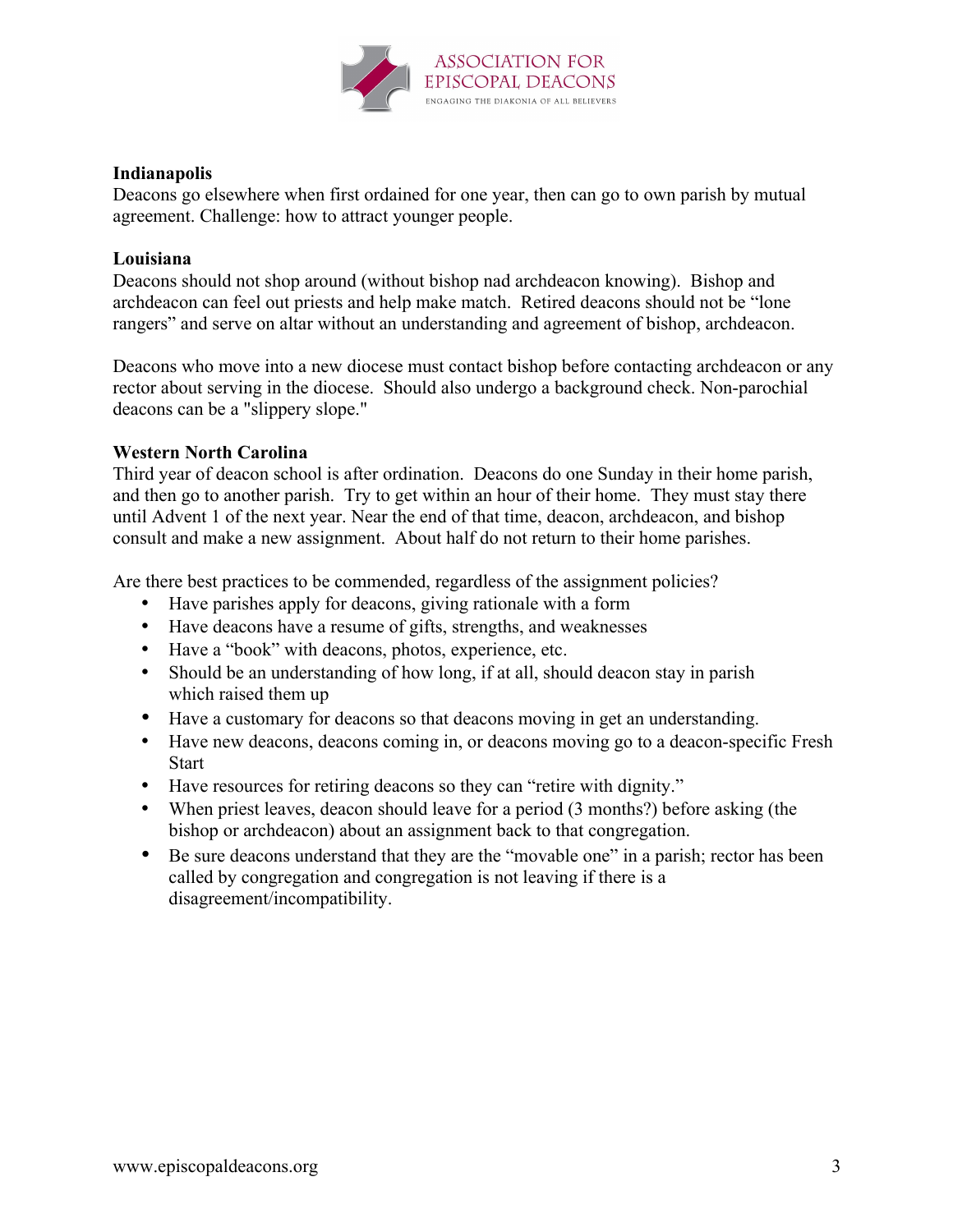**Indianapolis**
Deacons go elsewhere when first ordained for one year, then can go to own parish by mutual agreement. Challenge: how to attract younger people.

**Louisiana**
Deacons should not shop around (without bishop nad archdeacon knowing). Bishop and archdeacon can feel out priests and help make match. Retired deacons should not be "lone rangers" and serve on altar without an understanding and agreement of bishop, archdeacon.

Deacons who move into a new diocese must contact bishop before contacting archdeacon or any rector about serving in the diocese. Should also undergo a background check. Non-parochial deacons can be a "slippery slope."

**Western North Carolina**
Third year of deacon school is after ordination. Deacons do one Sunday in their home parish, and then go to another parish. Try to get within an hour of their home. They must stay there until Advent 1 of the next year. Near the end of that time, deacon, archdeacon, and bishop consult and make a new assignment. About half do not return to their home parishes.

Are there best practices to be commended, regardless of the assignment policies?

- Have parishes apply for deacons, giving rationale with a form
- Have deacons have a resume of gifts, strengths, and weaknesses
- Have a "book" with deacons, photos, experience, etc.
- Should be an understanding of how long, if at all, should deacon stay in parish which raised them up
- Have a customary for deacons so that deacons moving in get an understanding.
- Have new deacons, deacons coming in, or deacons moving go to a deacon-specific Fresh Start
- Have resources for retiring deacons so they can "retire with dignity."
- When priest leaves, deacon should leave for a period (3 months?) before asking (the bishop or archdeacon) about an assignment back to that congregation.
- Be sure deacons understand that they are the "movable one" in a parish; rector has been called by congregation and congregation is not leaving if there is a disagreement/incompatibility.